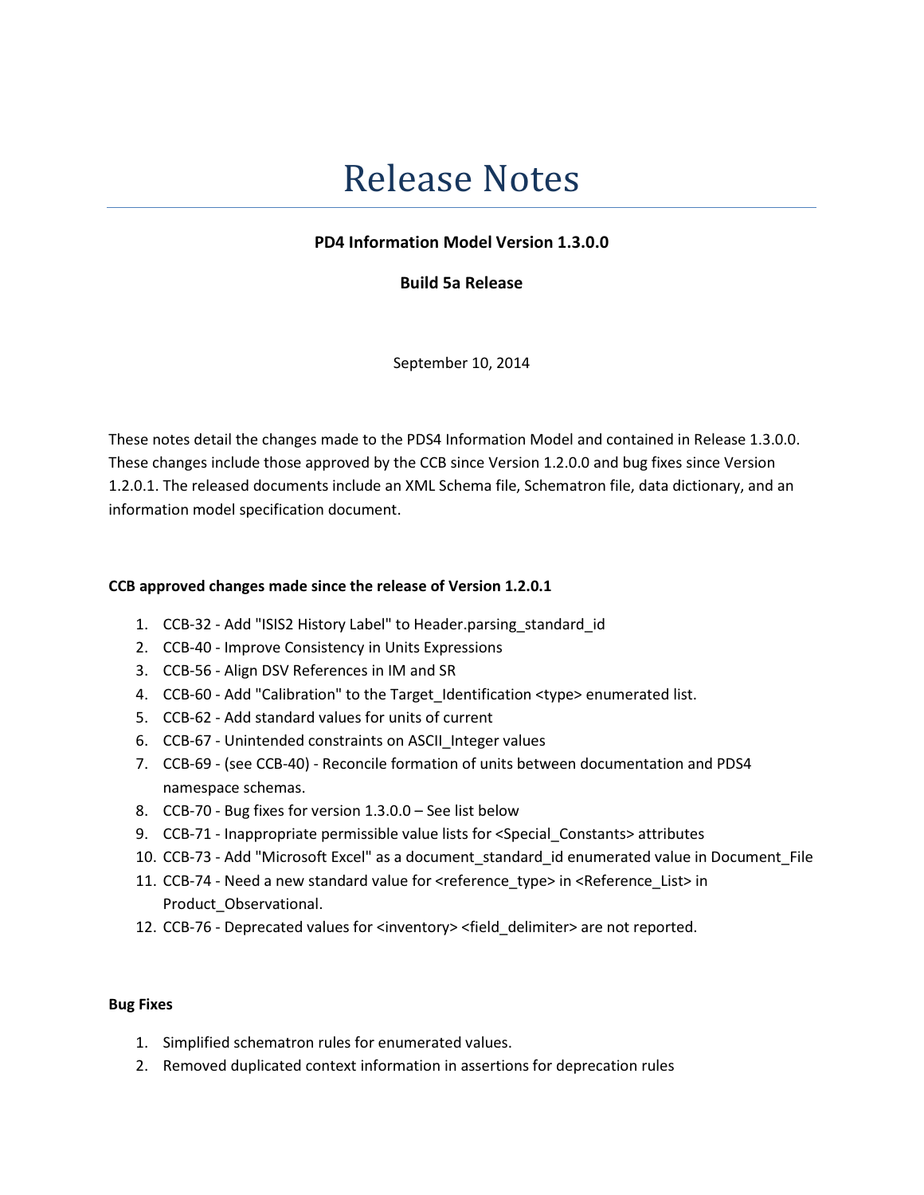# Release Notes

**PD4 Information Model Version 1.3.0.0**

**Build 5a Release**

September 10, 2014

These notes detail the changes made to the PDS4 Information Model and contained in Release 1.3.0.0. These changes include those approved by the CCB since Version 1.2.0.0 and bug fixes since Version 1.2.0.1. The released documents include an XML Schema file, Schematron file, data dictionary, and an information model specification document.

**CCB approved changes made since the release of Version 1.2.0.1**

1. CCB-32 - Add "ISIS2 History Label" to Header.parsing_standard_id
2. CCB-40 - Improve Consistency in Units Expressions
3. CCB-56 - Align DSV References in IM and SR
4. CCB-60 - Add "Calibration" to the Target_Identification <type> enumerated list.
5. CCB-62 - Add standard values for units of current
6. CCB-67 - Unintended constraints on ASCII_Integer values
7. CCB-69 - (see CCB-40) - Reconcile formation of units between documentation and PDS4 namespace schemas.
8. CCB-70 - Bug fixes for version 1.3.0.0 – See list below
9. CCB-71 - Inappropriate permissible value lists for <Special_Constants> attributes
10. CCB-73 - Add "Microsoft Excel" as a document_standard_id enumerated value in Document_File
11. CCB-74 - Need a new standard value for <reference_type> in <Reference_List> in Product_Observational.
12. CCB-76 - Deprecated values for <inventory> <field_delimiter> are not reported.

**Bug Fixes**

1. Simplified schematron rules for enumerated values.
2. Removed duplicated context information in assertions for deprecation rules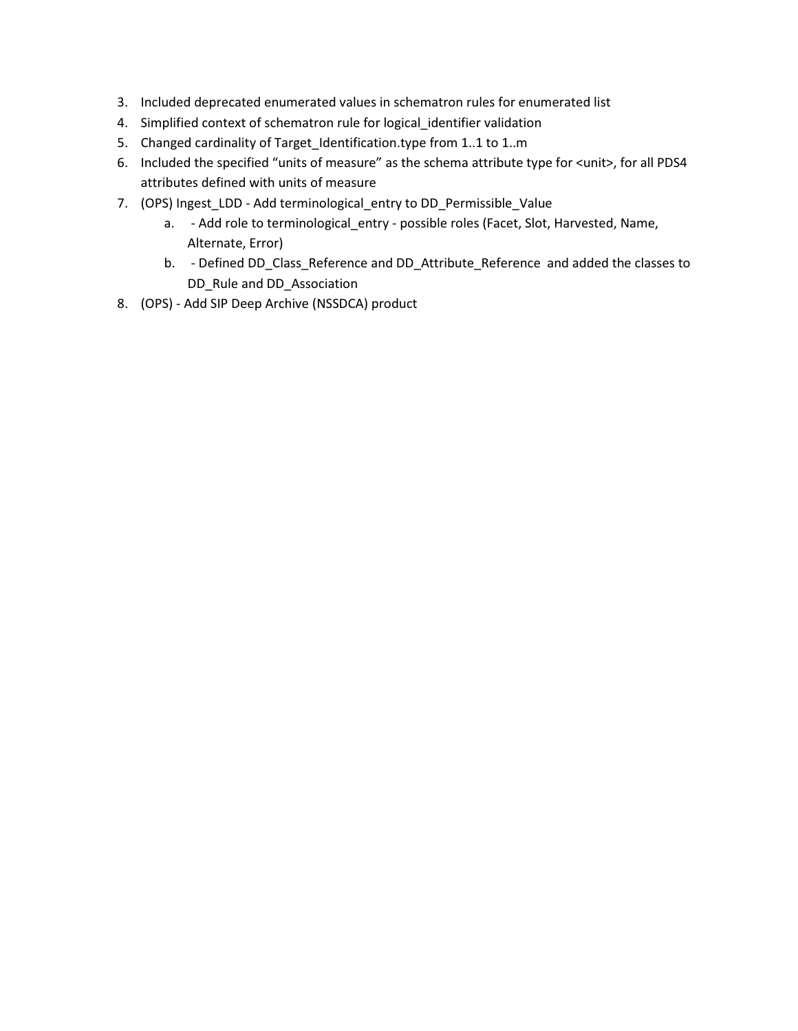3. Included deprecated enumerated values in schematron rules for enumerated list
4. Simplified context of schematron rule for logical_identifier validation
5. Changed cardinality of Target_Identification.type from 1..1 to 1..m
6. Included the specified "units of measure" as the schema attribute type for <unit>, for all PDS4 attributes defined with units of measure
7. (OPS) Ingest_LDD - Add terminological_entry to DD_Permissible_Value
   a. - Add role to terminological_entry - possible roles (Facet, Slot, Harvested, Name, Alternate, Error)
   b. - Defined DD_Class_Reference and DD_Attribute_Reference and added the classes to DD_Rule and DD_Association
8. (OPS) - Add SIP Deep Archive (NSSDCA) product